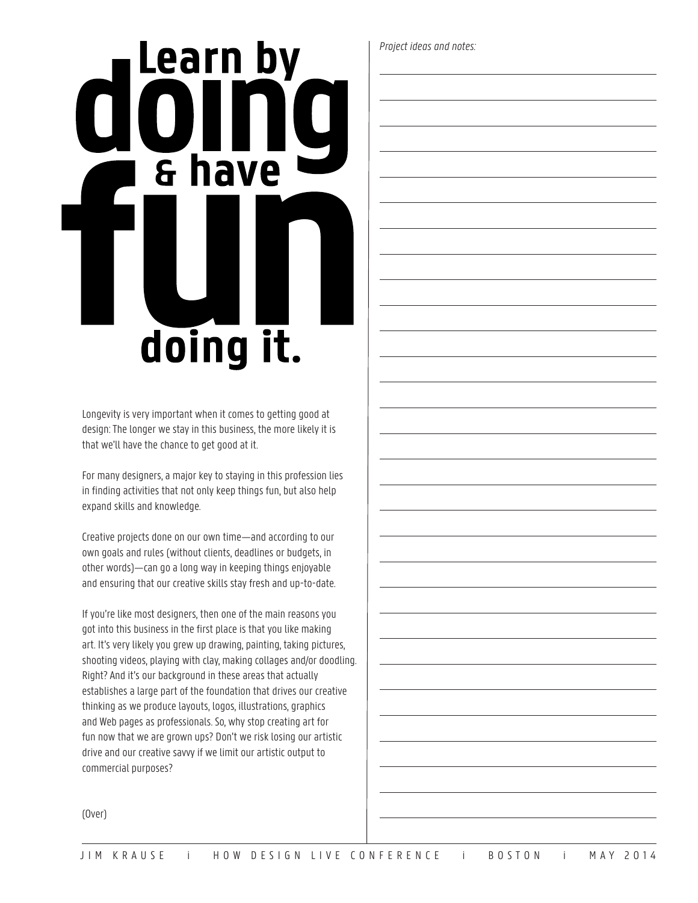# Learn by doing & have fun doing it.

Longevity is very important when it comes to getting good at design: The longer we stay in this business, the more likely it is that we'll have the chance to get good at it.

For many designers, a major key to staying in this profession lies in finding activities that not only keep things fun, but also help expand skills and knowledge.

Creative projects done on our own time—and according to our own goals and rules (without clients, deadlines or budgets, in other words)—can go a long way in keeping things enjoyable and ensuring that our creative skills stay fresh and up-to-date.

If you're like most designers, then one of the main reasons you got into this business in the first place is that you like making art. It's very likely you grew up drawing, painting, taking pictures, shooting videos, playing with clay, making collages and/or doodling. Right? And it's our background in these areas that actually establishes a large part of the foundation that drives our creative thinking as we produce layouts, logos, illustrations, graphics and Web pages as professionals. So, why stop creating art for fun now that we are grown ups? Don't we risk losing our artistic drive and our creative savvy if we limit our artistic output to commercial purposes?

(Over)

*Project ideas and notes:*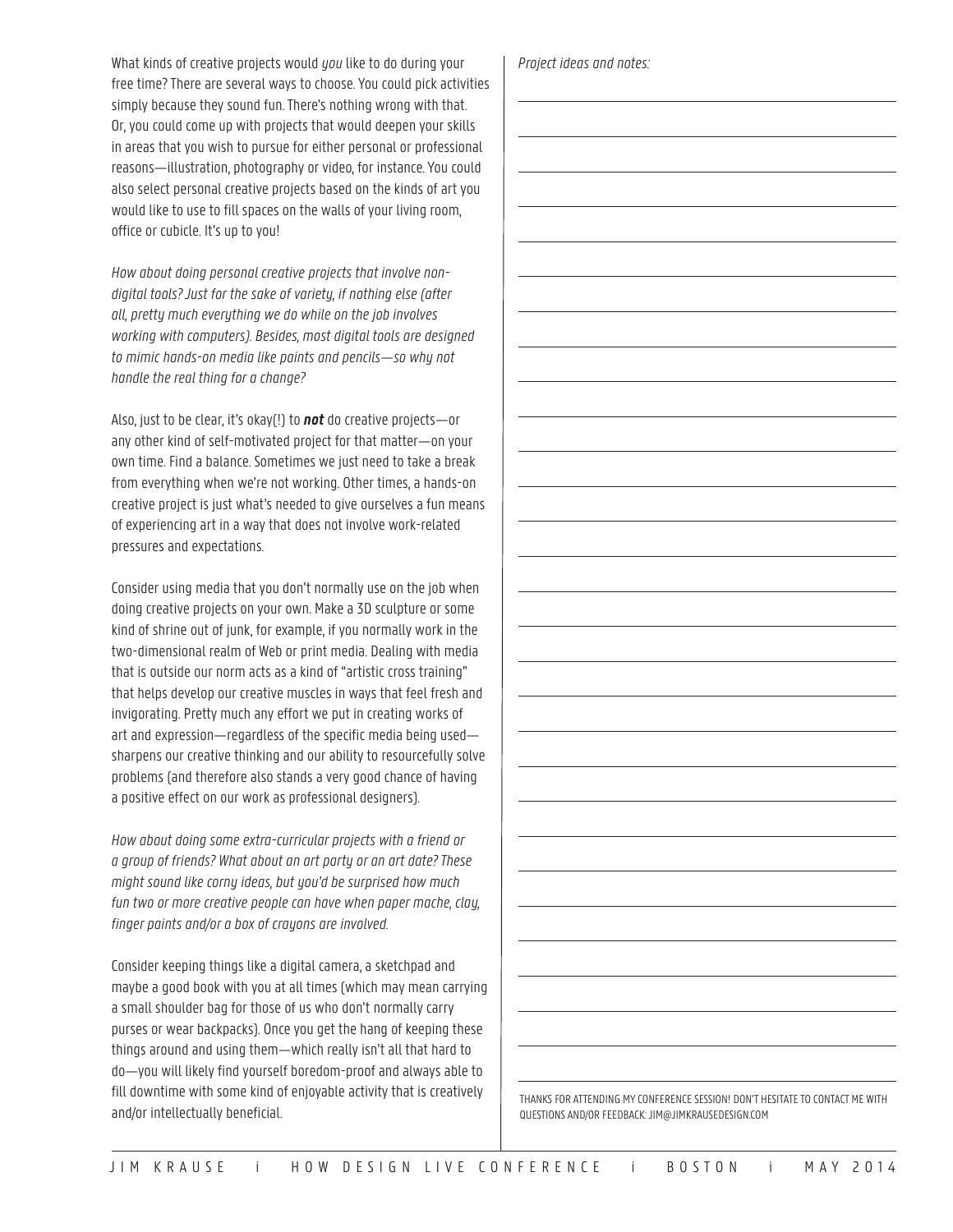What kinds of creative projects would *you* like to do during your free time? There are several ways to choose. You could pick activities simply because they sound fun. There's nothing wrong with that. Or, you could come up with projects that would deepen your skills in areas that you wish to pursue for either personal or professional reasons—illustration, photography or video, for instance. You could also select personal creative projects based on the kinds of art you would like to use to fill spaces on the walls of your living room, office or cubicle. It's up to you!

*How about doing personal creative projects that involve non-digital tools? Just for the sake of variety, if nothing else (after all, pretty much everything we do while on the job involves working with computers). Besides, most digital tools are designed to mimic hands-on media like paints and pencils—so why not handle the real thing for a change?*

Also, just to be clear, it's okay(!) to ***not*** do creative projects—or any other kind of self-motivated project for that matter—on your own time. Find a balance. Sometimes we just need to take a break from everything when we're not working. Other times, a hands-on creative project is just what's needed to give ourselves a fun means of experiencing art in a way that does not involve work-related pressures and expectations.

Consider using media that you don't normally use on the job when doing creative projects on your own. Make a 3D sculpture or some kind of shrine out of junk, for example, if you normally work in the two-dimensional realm of Web or print media. Dealing with media that is outside our norm acts as a kind of "artistic cross training" that helps develop our creative muscles in ways that feel fresh and invigorating. Pretty much any effort we put in creating works of art and expression—regardless of the specific media being used—sharpens our creative thinking and our ability to resourcefully solve problems (and therefore also stands a very good chance of having a positive effect on our work as professional designers).

*How about doing some extra-curricular projects with a friend or a group of friends? What about an art party or an art date? These might sound like corny ideas, but you'd be surprised how much fun two or more creative people can have when paper mache, clay, finger paints and/or a box of crayons are involved.*

Consider keeping things like a digital camera, a sketchpad and maybe a good book with you at all times (which may mean carrying a small shoulder bag for those of us who don't normally carry purses or wear backpacks). Once you get the hang of keeping these things around and using them—which really isn't all that hard to do—you will likely find yourself boredom-proof and always able to fill downtime with some kind of enjoyable activity that is creatively and/or intellectually beneficial.

*Project ideas and notes:*

THANKS FOR ATTENDING MY CONFERENCE SESSION! DON'T HESITATE TO CONTACT ME WITH QUESTIONS AND/OR FEEDBACK: JIM@JIMKRAUSEDESIGN.COM